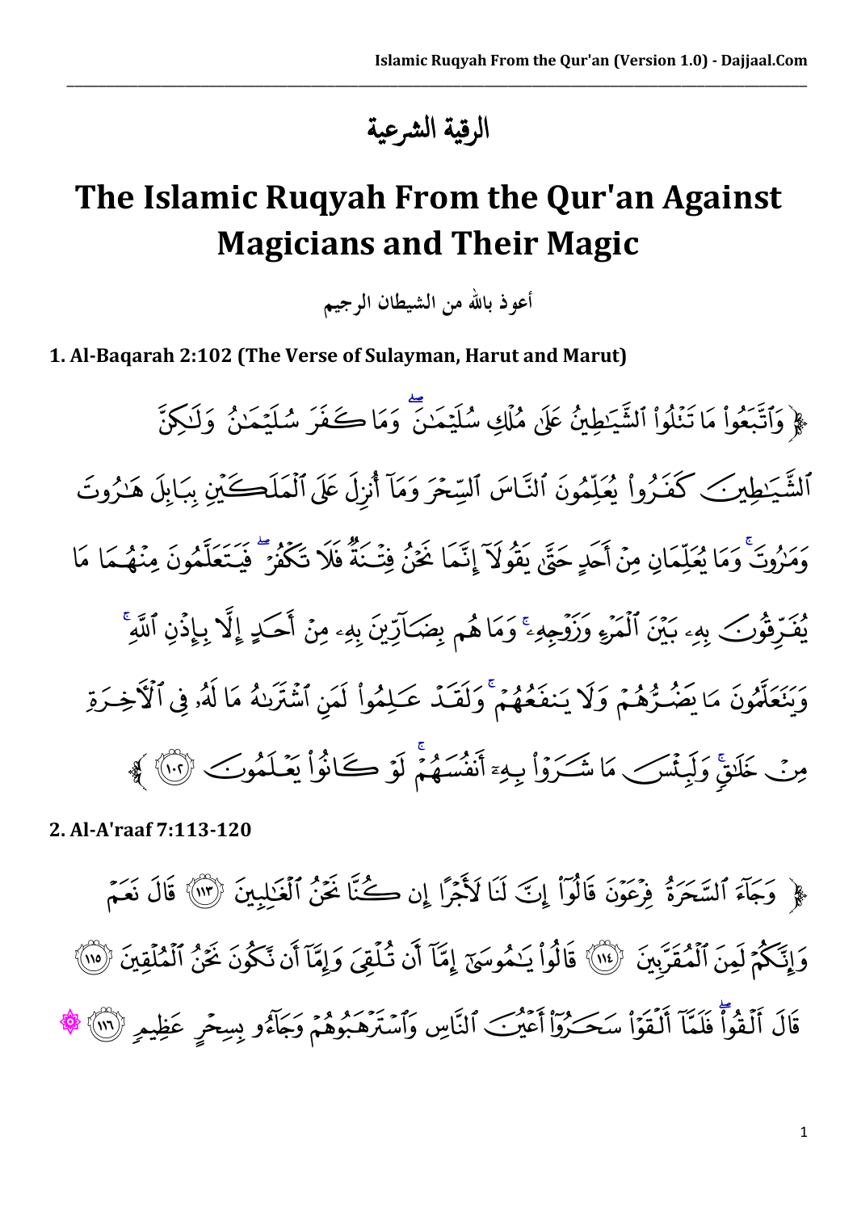# الرقية الشرعية

# The Islamic Ruqyah From the Qur'an Against Magicians and Their Magic

أعوذ بالله من الشيطان الرجيم

**1. Al-Baqarah 2:102 (The Verse of Sulayman, Harut and Marut)**

﴿ وَٱتَّبَعُواْ مَا تَتْلُواْ ٱلشَّيَٰطِينُ عَلَىٰ مُلْكِ سُلَيْمَٰنَ ۖ وَمَا كَفَرَ سُلَيْمَٰنُ وَلَٰكِنَّ ٱلشَّيَٰطِينَ كَفَرُواْ يُعَلِّمُونَ ٱلنَّاسَ ٱلسِّحْرَ وَمَآ أُنزِلَ عَلَى ٱلْمَلَكَيْنِ بِبَابِلَ هَٰرُوتَ وَمَٰرُوتَ ۚ وَمَا يُعَلِّمَانِ مِنْ أَحَدٍ حَتَّىٰ يَقُولَآ إِنَّمَا نَحْنُ فِتْنَةٌ فَلَا تَكْفُرْ ۖ فَيَتَعَلَّمُونَ مِنْهُمَا مَا يُفَرِّقُونَ بِهِۦ بَيْنَ ٱلْمَرْءِ وَزَوْجِهِۦ ۚ وَمَا هُم بِضَآرِّينَ بِهِۦ مِنْ أَحَدٍ إِلَّا بِإِذْنِ ٱللَّهِ ۚ وَيَتَعَلَّمُونَ مَا يَضُرُّهُمْ وَلَا يَنفَعُهُمْ ۚ وَلَقَدْ عَلِمُواْ لَمَنِ ٱشْتَرَىٰهُ مَا لَهُۥ فِى ٱلْءَاخِرَةِ مِنْ خَلَٰقٍ ۚ وَلَبِئْسَ مَا شَرَوْاْ بِهِۦٓ أَنفُسَهُمْ ۚ لَوْ كَانُواْ يَعْلَمُونَ ﴿١٠٢﴾ ﴾

**2. Al-A'raaf 7:113-120**

﴿ وَجَآءَ ٱلسَّحَرَةُ فِرْعَوْنَ قَالُوٓاْ إِنَّ لَنَا لَأَجْرًا إِن كُنَّا نَحْنُ ٱلْغَٰلِبِينَ ﴿١١٣﴾ قَالَ نَعَمْ وَإِنَّكُمْ لَمِنَ ٱلْمُقَرَّبِينَ ﴿١١٤﴾ قَالُواْ يَٰمُوسَىٰٓ إِمَّآ أَن تُلْقِىَ وَإِمَّآ أَن نَّكُونَ نَحْنُ ٱلْمُلْقِينَ ﴿١١٥﴾ قَالَ أَلْقُواْ ۖ فَلَمَّآ أَلْقَوْاْ سَحَرُوٓاْ أَعْيُنَ ٱلنَّاسِ وَٱسْتَرْهَبُوهُمْ وَجَآءُو بِسِحْرٍ عَظِيمٍ ﴿١١٦﴾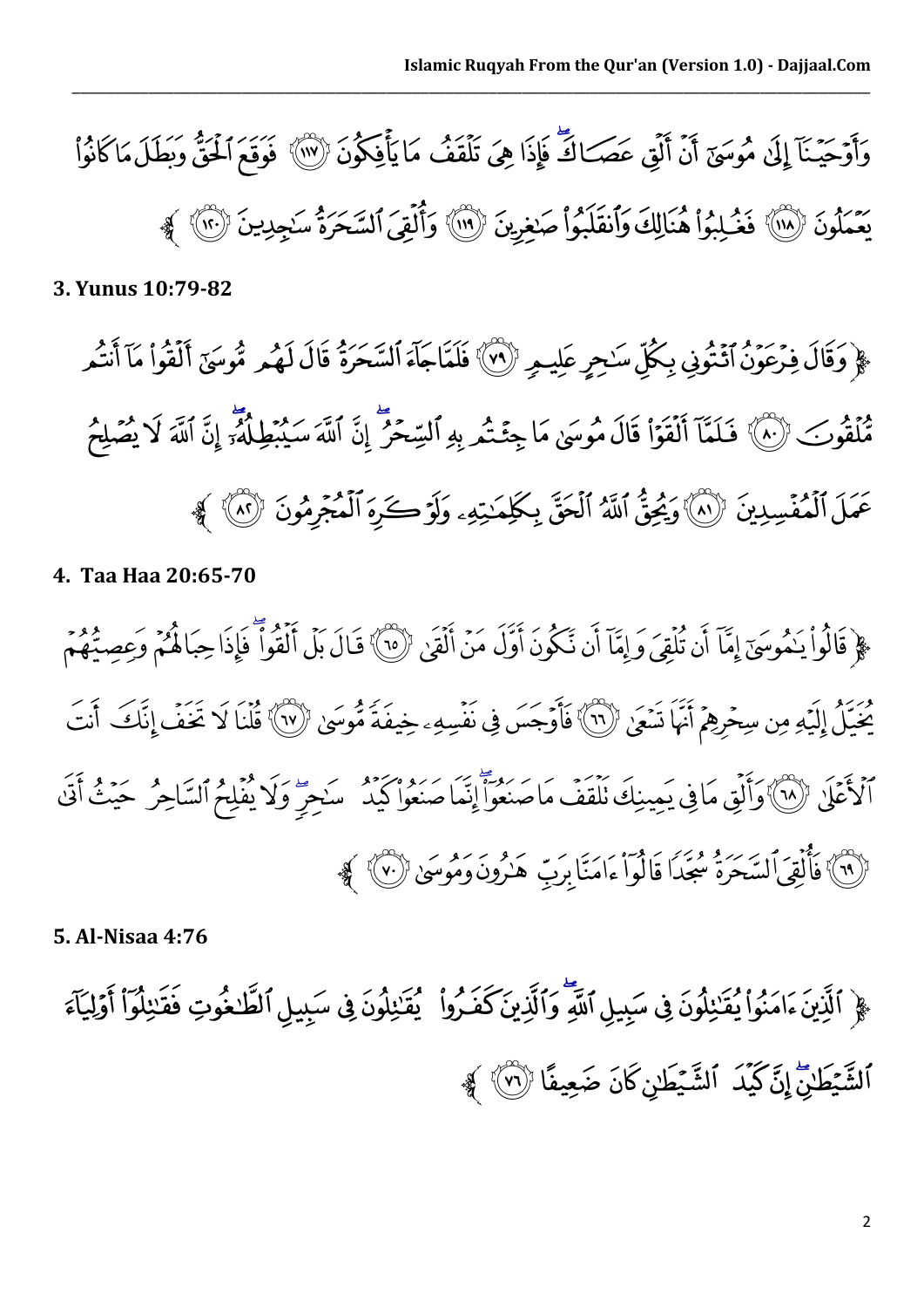وَأَوْحَيْنَآ إِلَىٰ مُوسَىٰٓ أَنْ أَلْقِ عَصَاكَ ۖ فَإِذَا هِىَ تَلْقَفُ مَا يَأْفِكُونَ ﴿١١٧﴾ فَوَقَعَ ٱلْحَقُّ وَبَطَلَ مَا كَانُوا۟ يَعْمَلُونَ ﴿١١٨﴾ فَغُلِبُوا۟ هُنَالِكَ وَٱنقَلَبُوا۟ صَٰغِرِينَ ﴿١١٩﴾ وَأُلْقِىَ ٱلسَّحَرَةُ سَٰجِدِينَ ﴿١٢٠﴾

**3. Yunus 10:79-82**

وَقَالَ فِرْعَوْنُ ٱئْتُونِى بِكُلِّ سَٰحِرٍ عَلِيمٍ ﴿٧٩﴾ فَلَمَّا جَآءَ ٱلسَّحَرَةُ قَالَ لَهُم مُّوسَىٰٓ أَلْقُوا۟ مَآ أَنتُم مُّلْقُونَ ﴿٨٠﴾ فَلَمَّآ أَلْقَوْا۟ قَالَ مُوسَىٰ مَا جِئْتُم بِهِ ٱلسِّحْرُ ۖ إِنَّ ٱللَّهَ سَيُبْطِلُهُۥٓ ۖ إِنَّ ٱللَّهَ لَا يُصْلِحُ عَمَلَ ٱلْمُفْسِدِينَ ﴿٨١﴾ وَيُحِقُّ ٱللَّهُ ٱلْحَقَّ بِكَلِمَٰتِهِۦ وَلَوْ كَرِهَ ٱلْمُجْرِمُونَ ﴿٨٢﴾

**4. Taa Haa 20:65-70**

قَالُوا۟ يَٰمُوسَىٰٓ إِمَّآ أَن تُلْقِىَ وَإِمَّآ أَن نَّكُونَ أَوَّلَ مَنْ أَلْقَىٰ ﴿٦٥﴾ قَالَ بَلْ أَلْقُوا۟ ۖ فَإِذَا حِبَالُهُمْ وَعِصِيُّهُمْ يُخَيَّلُ إِلَيْهِ مِن سِحْرِهِمْ أَنَّهَا تَسْعَىٰ ﴿٦٦﴾ فَأَوْجَسَ فِى نَفْسِهِۦ خِيفَةً مُّوسَىٰ ﴿٦٧﴾ قُلْنَا لَا تَخَفْ إِنَّكَ أَنتَ ٱلْأَعْلَىٰ ﴿٦٨﴾ وَأَلْقِ مَا فِى يَمِينِكَ تَلْقَفْ مَا صَنَعُوٓا۟ ۖ إِنَّمَا صَنَعُوا۟ كَيْدُ سَٰحِرٍ ۖ وَلَا يُفْلِحُ ٱلسَّاحِرُ حَيْثُ أَتَىٰ ﴿٦٩﴾ فَأُلْقِىَ ٱلسَّحَرَةُ سُجَّدًا قَالُوٓا۟ ءَامَنَّا بِرَبِّ هَٰرُونَ وَمُوسَىٰ ﴿٧٠﴾

**5. Al-Nisaa 4:76**

ٱلَّذِينَ ءَامَنُوا۟ يُقَٰتِلُونَ فِى سَبِيلِ ٱللَّهِ ۖ وَٱلَّذِينَ كَفَرُوا۟ يُقَٰتِلُونَ فِى سَبِيلِ ٱلطَّٰغُوتِ فَقَٰتِلُوٓا۟ أَوْلِيَآءَ ٱلشَّيْطَٰنِ ۖ إِنَّ كَيْدَ ٱلشَّيْطَٰنِ كَانَ ضَعِيفًا ﴿٧٦﴾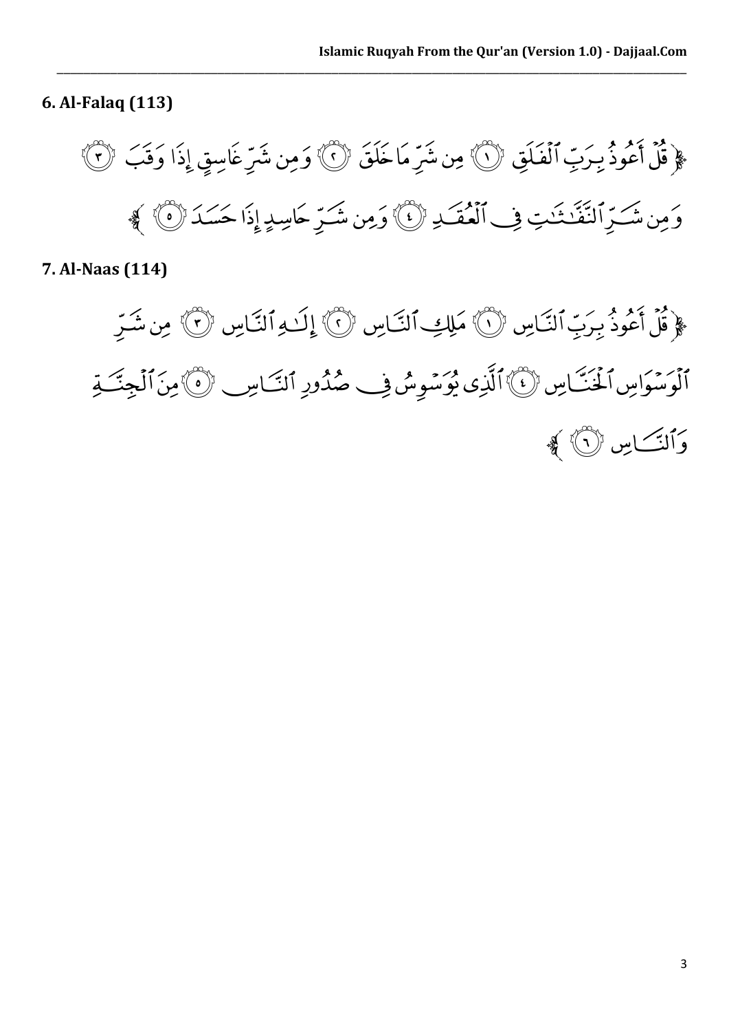**6. Al-Falaq (113)**

﴿ قُلْ أَعُوذُ بِرَبِّ ٱلْفَلَقِ ﴿١﴾ مِن شَرِّ مَا خَلَقَ ﴿٢﴾ وَمِن شَرِّ غَاسِقٍ إِذَا وَقَبَ ﴿٣﴾ وَمِن شَرِّ ٱلنَّفَّٰثَٰتِ فِى ٱلْعُقَدِ ﴿٤﴾ وَمِن شَرِّ حَاسِدٍ إِذَا حَسَدَ ﴿٥﴾ ﴾

**7. Al-Naas (114)**

﴿ قُلْ أَعُوذُ بِرَبِّ ٱلنَّاسِ ﴿١﴾ مَلِكِ ٱلنَّاسِ ﴿٢﴾ إِلَٰهِ ٱلنَّاسِ ﴿٣﴾ مِن شَرِّ ٱلْوَسْوَاسِ ٱلْخَنَّاسِ ﴿٤﴾ ٱلَّذِى يُوَسْوِسُ فِى صُدُورِ ٱلنَّاسِ ﴿٥﴾ مِنَ ٱلْجِنَّةِ وَٱلنَّاسِ ﴿٦﴾ ﴾